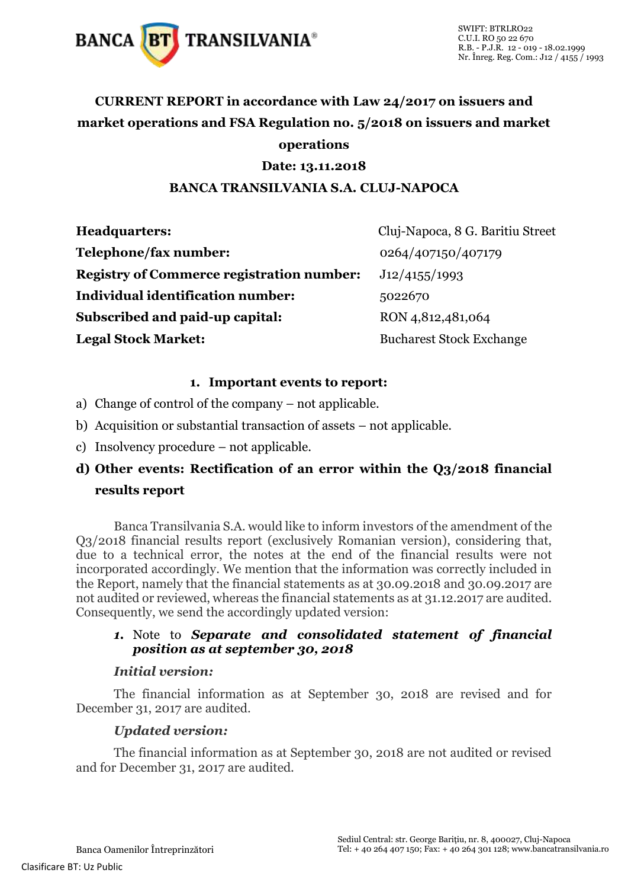BANCA BT TRANSILVANIA®

SWIFT: BTRLRO22
C.U.I. RO 50 22 670
R.B. - P.J.R. 12 - 019 - 18.02.1999
Nr. Înreg. Reg. Com.: J12 / 4155 / 1993

**CURRENT REPORT in accordance with Law 24/2017 on issuers and market operations and FSA Regulation no. 5/2018 on issuers and market operations**

**Date: 13.11.2018**

**BANCA TRANSILVANIA S.A. CLUJ-NAPOCA**

| | |
|---|---|
| **Headquarters:** | Cluj-Napoca, 8 G. Baritiu Street |
| **Telephone/fax number:** | 0264/407150/407179 |
| **Registry of Commerce registration number:** | J12/4155/1993 |
| **Individual identification number:** | 5022670 |
| **Subscribed and paid-up capital:** | RON 4,812,481,064 |
| **Legal Stock Market:** | Bucharest Stock Exchange |

## 1. Important events to report:

a) Change of control of the company – not applicable.

b) Acquisition or substantial transaction of assets – not applicable.

c) Insolvency procedure – not applicable.

**d) Other events: Rectification of an error within the Q3/2018 financial results report**

Banca Transilvania S.A. would like to inform investors of the amendment of the Q3/2018 financial results report (exclusively Romanian version), considering that, due to a technical error, the notes at the end of the financial results were not incorporated accordingly. We mention that the information was correctly included in the Report, namely that the financial statements as at 30.09.2018 and 30.09.2017 are not audited or reviewed, whereas the financial statements as at 31.12.2017 are audited. Consequently, we send the accordingly updated version:

*1.* Note to ***Separate and consolidated statement of financial position as at september 30, 2018***

***Initial version:***

The financial information as at September 30, 2018 are revised and for December 31, 2017 are audited.

***Updated version:***

The financial information as at September 30, 2018 are not audited or revised and for December 31, 2017 are audited.

Banca Oamenilor Întreprinzători

Sediul Central: str. George Barițiu, nr. 8, 400027, Cluj-Napoca
Tel: + 40 264 407 150; Fax: + 40 264 301 128; www.bancatransilvania.ro

Clasificare BT: Uz Public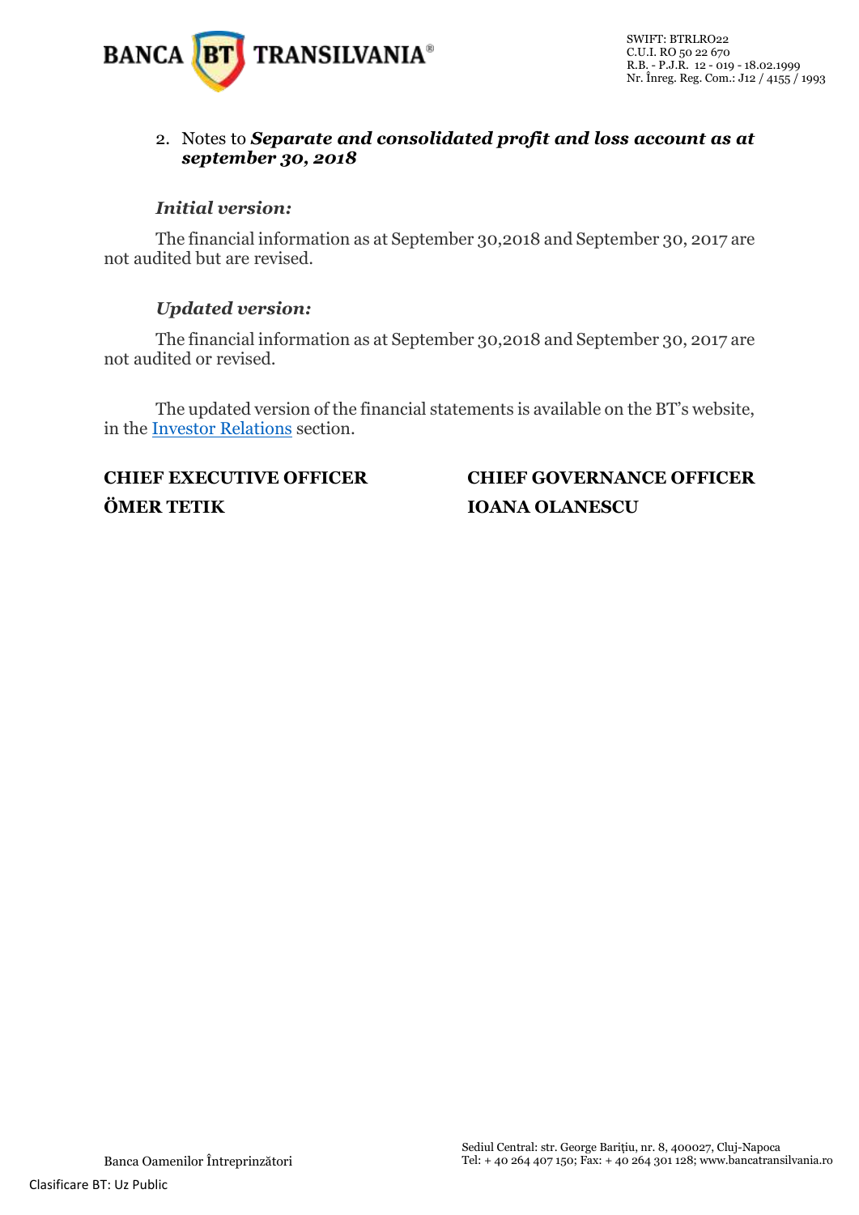2. Notes to ***Separate and consolidated profit and loss account as at september 30, 2018***

***Initial version:***

The financial information as at September 30,2018 and September 30, 2017 are not audited but are revised.

***Updated version:***

The financial information as at September 30,2018 and September 30, 2017 are not audited or revised.

The updated version of the financial statements is available on the BT's website, in the Investor Relations section.

**CHIEF EXECUTIVE OFFICER**
**ÖMER TETIK**

**CHIEF GOVERNANCE OFFICER**
**IOANA OLANESCU**